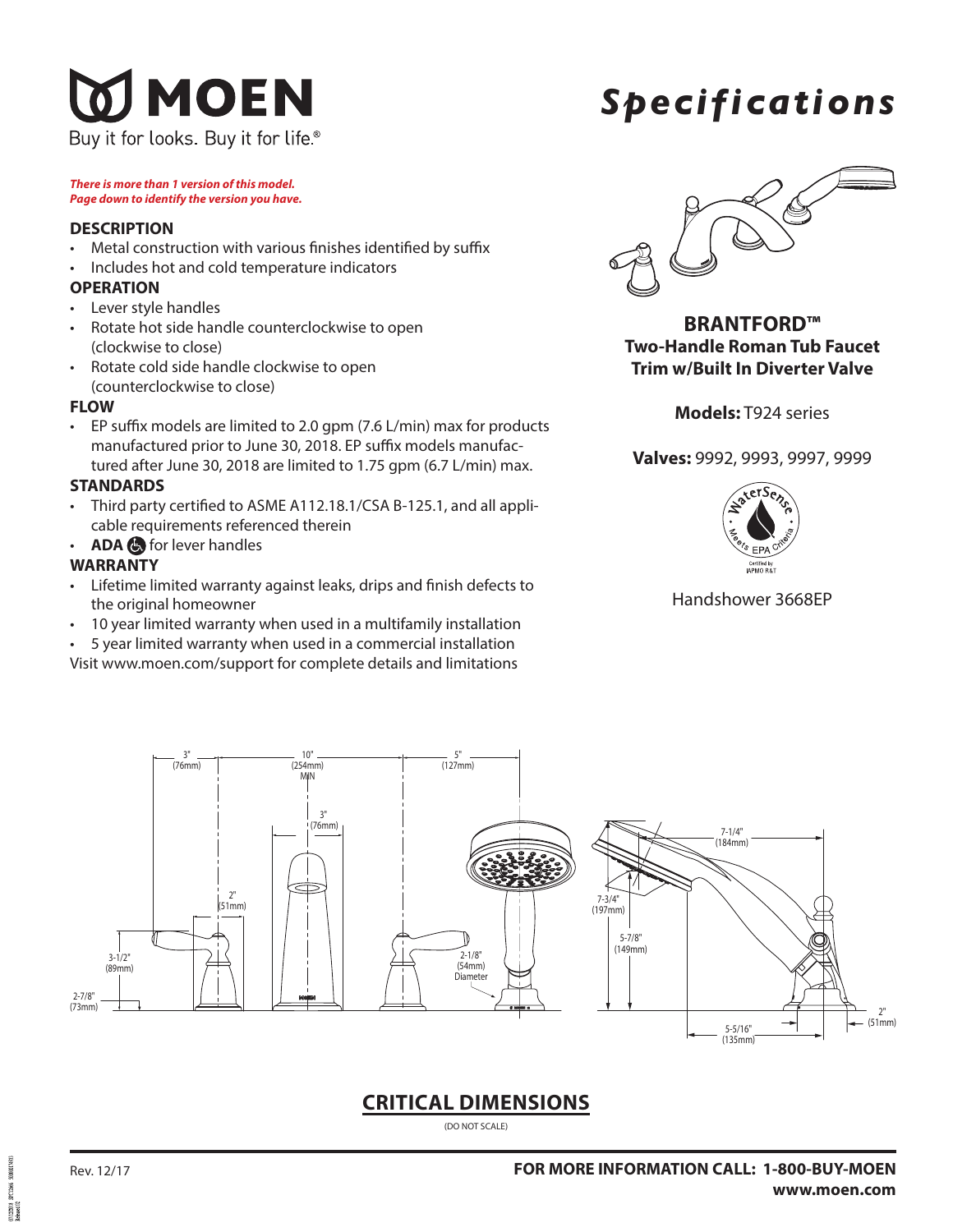# MOEN

Buy it for looks. Buy it for life.®

# *Specifications*

***There is more than 1 version of this model. Page down to identify the version you have.***

## BRANTFORD™

**Two-Handle Roman Tub Faucet Trim w/Built In Diverter Valve**

**Models:** T924 series

**Valves:** 9992, 9993, 9997, 9999

WaterSense — Meets EPA Criteria — Certified by IAPMO R&T

Handshower 3668EP

### DESCRIPTION

- Metal construction with various finishes identified by suffix
- Includes hot and cold temperature indicators

### OPERATION

- Lever style handles
- Rotate hot side handle counterclockwise to open (clockwise to close)
- Rotate cold side handle clockwise to open (counterclockwise to close)

### FLOW

- EP suffix models are limited to 2.0 gpm (7.6 L/min) max for products manufactured prior to June 30, 2018. EP suffix models manufactured after June 30, 2018 are limited to 1.75 gpm (6.7 L/min) max.

### STANDARDS

- Third party certified to ASME A112.18.1/CSA B-125.1, and all applicable requirements referenced therein
- **ADA** for lever handles

### WARRANTY

- Lifetime limited warranty against leaks, drips and finish defects to the original homeowner
- 10 year limited warranty when used in a multifamily installation
- 5 year limited warranty when used in a commercial installation

Visit www.moen.com/support for complete details and limitations

3" (76mm) | 10" (254mm) MIN | 5" (127mm) | 3" (76mm) | 2" (51mm) | 3-1/2" (89mm) | 2-7/8" (73mm) | 2-1/8" (54mm) Diameter | 7-1/4" (184mm) | 7-3/4" (197mm) | 5-7/8" (149mm) | 5-5/16" (135mm) | 2" (51mm)

## CRITICAL DIMENSIONS

(DO NOT SCALE)

Rev. 12/17

**FOR MORE INFORMATION CALL: 1-800-BUY-MOEN**
**www.moen.com**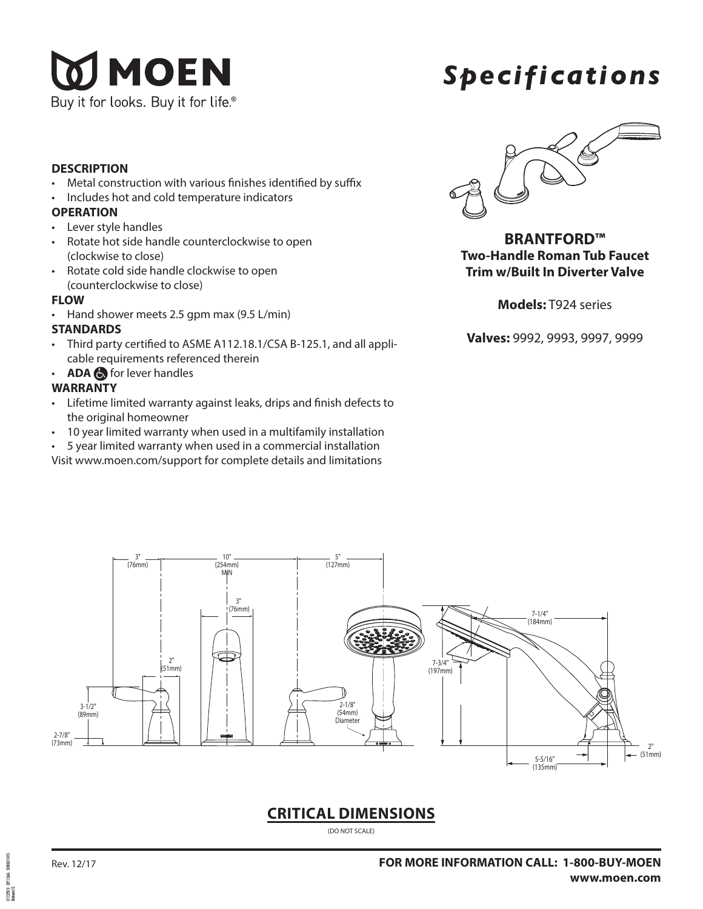# MOEN

Buy it for looks. Buy it for life.®

# *Specifications*

### DESCRIPTION

- Metal construction with various finishes identified by suffix
- Includes hot and cold temperature indicators

### OPERATION

- Lever style handles
- Rotate hot side handle counterclockwise to open (clockwise to close)
- Rotate cold side handle clockwise to open (counterclockwise to close)

### FLOW

- Hand shower meets 2.5 gpm max (9.5 L/min)

### STANDARDS

- Third party certified to ASME A112.18.1/CSA B-125.1, and all applicable requirements referenced therein
- **ADA** for lever handles

### WARRANTY

- Lifetime limited warranty against leaks, drips and finish defects to the original homeowner
- 10 year limited warranty when used in a multifamily installation
- 5 year limited warranty when used in a commercial installation

Visit www.moen.com/support for complete details and limitations

**BRANTFORD™**
**Two-Handle Roman Tub Faucet Trim w/Built In Diverter Valve**

**Models:** T924 series

**Valves:** 9992, 9993, 9997, 9999

3" (76mm)
10" (254mm) MIN
5" (127mm)
3" (76mm)
2" (51mm)
3-1/2" (89mm)
2-7/8" (73mm)
2-1/8" (54mm) Diameter
7-1/4" (184mm)
7-3/4" (197mm)
5-5/16" (135mm)
2" (51mm)

## CRITICAL DIMENSIONS

(DO NOT SCALE)

Rev. 12/17

**FOR MORE INFORMATION CALL: 1-800-BUY-MOEN**
**www.moen.com**